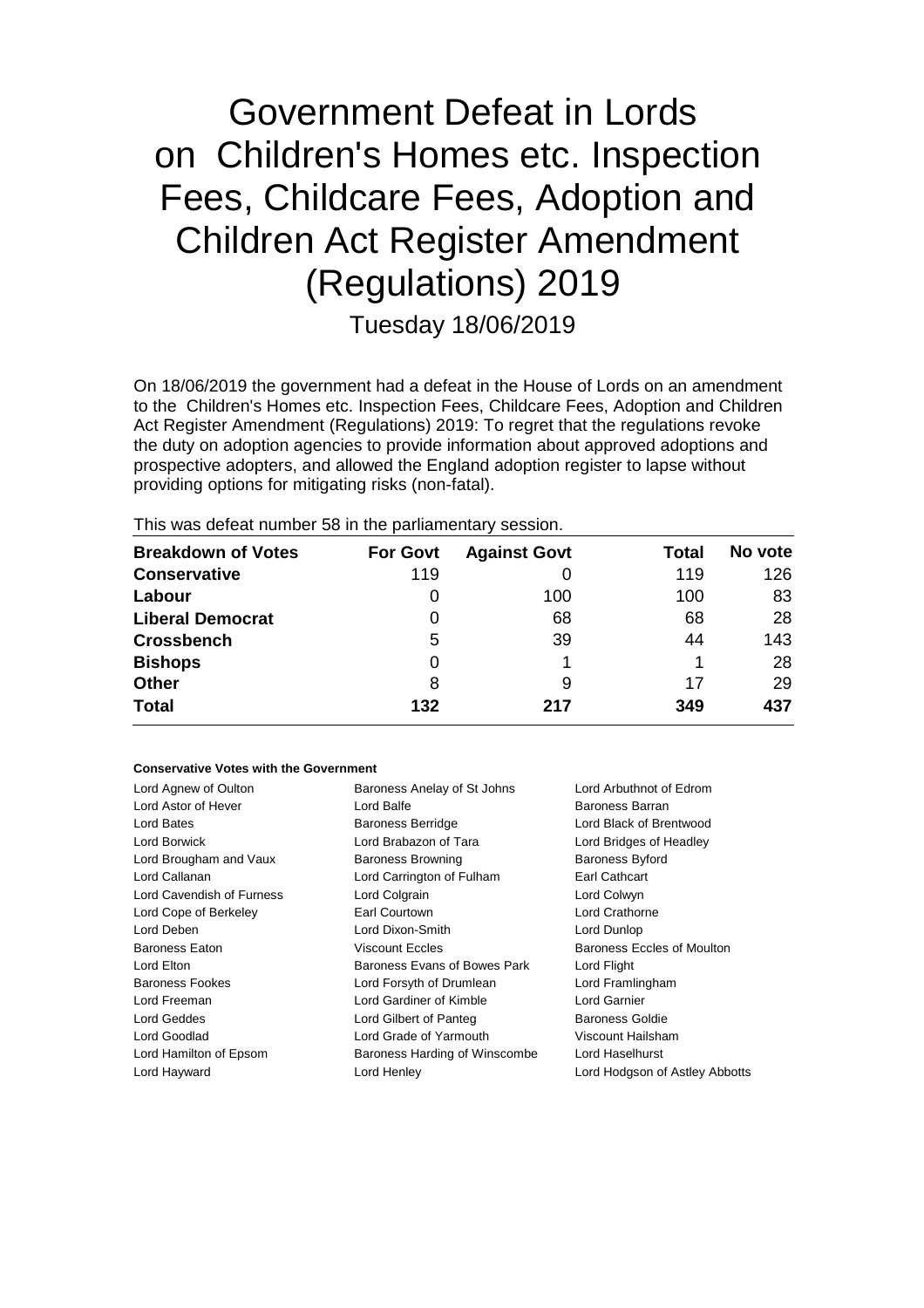# Government Defeat in Lords on Children's Homes etc. Inspection Fees, Childcare Fees, Adoption and Children Act Register Amendment (Regulations) 2019

Tuesday 18/06/2019

On 18/06/2019 the government had a defeat in the House of Lords on an amendment to the Children's Homes etc. Inspection Fees, Childcare Fees, Adoption and Children Act Register Amendment (Regulations) 2019: To regret that the regulations revoke the duty on adoption agencies to provide information about approved adoptions and prospective adopters, and allowed the England adoption register to lapse without providing options for mitigating risks (non-fatal).

This was defeat number 58 in the parliamentary session.

| Breakdown of Votes | For Govt | Against Govt | Total | No vote |
|---|---|---|---|---|
| **Conservative** | 119 | 0 | 119 | 126 |
| **Labour** | 0 | 100 | 100 | 83 |
| **Liberal Democrat** | 0 | 68 | 68 | 28 |
| **Crossbench** | 5 | 39 | 44 | 143 |
| **Bishops** | 0 | 1 | 1 | 28 |
| **Other** | 8 | 9 | 17 | 29 |
| **Total** | **132** | **217** | **349** | **437** |

#### Conservative Votes with the Government

| | | |
|---|---|---|
| Lord Agnew of Oulton | Baroness Anelay of St Johns | Lord Arbuthnot of Edrom |
| Lord Astor of Hever | Lord Balfe | Baroness Barran |
| Lord Bates | Baroness Berridge | Lord Black of Brentwood |
| Lord Borwick | Lord Brabazon of Tara | Lord Bridges of Headley |
| Lord Brougham and Vaux | Baroness Browning | Baroness Byford |
| Lord Callanan | Lord Carrington of Fulham | Earl Cathcart |
| Lord Cavendish of Furness | Lord Colgrain | Lord Colwyn |
| Lord Cope of Berkeley | Earl Courtown | Lord Crathorne |
| Lord Deben | Lord Dixon-Smith | Lord Dunlop |
| Baroness Eaton | Viscount Eccles | Baroness Eccles of Moulton |
| Lord Elton | Baroness Evans of Bowes Park | Lord Flight |
| Baroness Fookes | Lord Forsyth of Drumlean | Lord Framlingham |
| Lord Freeman | Lord Gardiner of Kimble | Lord Garnier |
| Lord Geddes | Lord Gilbert of Panteg | Baroness Goldie |
| Lord Goodlad | Lord Grade of Yarmouth | Viscount Hailsham |
| Lord Hamilton of Epsom | Baroness Harding of Winscombe | Lord Haselhurst |
| Lord Hayward | Lord Henley | Lord Hodgson of Astley Abbotts |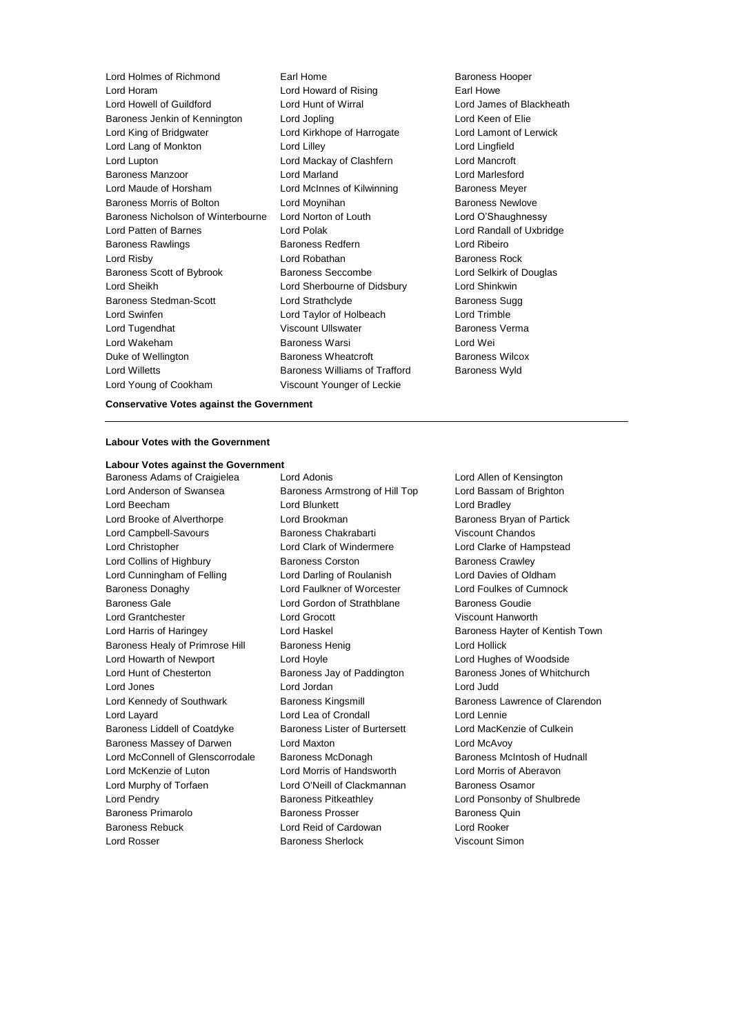Lord Holmes of Richmond
Earl Home
Baroness Hooper
Lord Horam
Lord Howard of Rising
Earl Howe
Lord Howell of Guildford
Lord Hunt of Wirral
Lord James of Blackheath
Baroness Jenkin of Kennington
Lord Jopling
Lord Keen of Elie
Lord King of Bridgwater
Lord Kirkhope of Harrogate
Lord Lamont of Lerwick
Lord Lang of Monkton
Lord Lilley
Lord Lingfield
Lord Lupton
Lord Mackay of Clashfern
Lord Mancroft
Baroness Manzoor
Lord Marland
Lord Marlesford
Lord Maude of Horsham
Lord McInnes of Kilwinning
Baroness Meyer
Baroness Morris of Bolton
Lord Moynihan
Baroness Newlove
Baroness Nicholson of Winterbourne
Lord Norton of Louth
Lord O'Shaughnessy
Lord Patten of Barnes
Lord Polak
Lord Randall of Uxbridge
Baroness Rawlings
Baroness Redfern
Lord Ribeiro
Lord Risby
Lord Robathan
Baroness Rock
Baroness Scott of Bybrook
Baroness Seccombe
Lord Selkirk of Douglas
Lord Sheikh
Lord Sherbourne of Didsbury
Lord Shinkwin
Baroness Stedman-Scott
Lord Strathclyde
Baroness Sugg
Lord Swinfen
Lord Taylor of Holbeach
Lord Trimble
Lord Tugendhat
Viscount Ullswater
Baroness Verma
Lord Wakeham
Baroness Warsi
Lord Wei
Duke of Wellington
Baroness Wheatcroft
Baroness Wilcox
Lord Willetts
Baroness Williams of Trafford
Baroness Wyld
Lord Young of Cookham
Viscount Younger of Leckie

**Conservative Votes against the Government**

---

**Labour Votes with the Government**

**Labour Votes against the Government**

Baroness Adams of Craigielea
Lord Adonis
Lord Allen of Kensington
Lord Anderson of Swansea
Baroness Armstrong of Hill Top
Lord Bassam of Brighton
Lord Beecham
Lord Blunkett
Lord Bradley
Lord Brooke of Alverthorpe
Lord Brookman
Baroness Bryan of Partick
Lord Campbell-Savours
Baroness Chakrabarti
Viscount Chandos
Lord Christopher
Lord Clark of Windermere
Lord Clarke of Hampstead
Lord Collins of Highbury
Baroness Corston
Baroness Crawley
Lord Cunningham of Felling
Lord Darling of Roulanish
Lord Davies of Oldham
Baroness Donaghy
Lord Faulkner of Worcester
Lord Foulkes of Cumnock
Baroness Gale
Lord Gordon of Strathblane
Baroness Goudie
Lord Grantchester
Lord Grocott
Viscount Hanworth
Lord Harris of Haringey
Lord Haskel
Baroness Hayter of Kentish Town
Baroness Healy of Primrose Hill
Baroness Henig
Lord Hollick
Lord Howarth of Newport
Lord Hoyle
Lord Hughes of Woodside
Lord Hunt of Chesterton
Baroness Jay of Paddington
Baroness Jones of Whitchurch
Lord Jones
Lord Jordan
Lord Judd
Lord Kennedy of Southwark
Baroness Kingsmill
Baroness Lawrence of Clarendon
Lord Layard
Lord Lea of Crondall
Lord Lennie
Baroness Liddell of Coatdyke
Baroness Lister of Burtersett
Lord MacKenzie of Culkein
Baroness Massey of Darwen
Lord Maxton
Lord McAvoy
Lord McConnell of Glenscorrodale
Baroness McDonagh
Baroness McIntosh of Hudnall
Lord McKenzie of Luton
Lord Morris of Handsworth
Lord Morris of Aberavon
Lord Murphy of Torfaen
Lord O'Neill of Clackmannan
Baroness Osamor
Lord Pendry
Baroness Pitkeathley
Lord Ponsonby of Shulbrede
Baroness Primarolo
Baroness Prosser
Baroness Quin
Baroness Rebuck
Lord Reid of Cardowan
Lord Rooker
Lord Rosser
Baroness Sherlock
Viscount Simon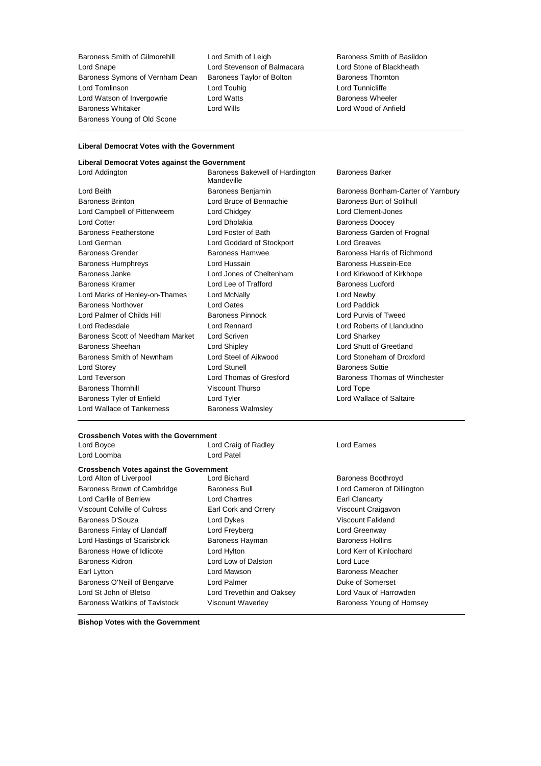Baroness Smith of Gilmorehill, Lord Smith of Leigh, Baroness Smith of Basildon, Lord Snape, Lord Stevenson of Balmacara, Lord Stone of Blackheath, Baroness Symons of Vernham Dean, Baroness Taylor of Bolton, Baroness Thornton, Lord Tomlinson, Lord Touhig, Lord Tunnicliffe, Lord Watson of Invergowrie, Lord Watts, Baroness Wheeler, Baroness Whitaker, Lord Wills, Lord Wood of Anfield, Baroness Young of Old Scone

**Liberal Democrat Votes with the Government**

**Liberal Democrat Votes against the Government**

Lord Addington, Baroness Bakewell of Hardington Mandeville, Baroness Barker, Lord Beith, Baroness Benjamin, Baroness Bonham-Carter of Yarnbury, Baroness Brinton, Lord Bruce of Bennachie, Baroness Burt of Solihull, Lord Campbell of Pittenweem, Lord Chidgey, Lord Clement-Jones, Lord Cotter, Lord Dholakia, Baroness Doocey, Baroness Featherstone, Lord Foster of Bath, Baroness Garden of Frognal, Lord German, Lord Goddard of Stockport, Lord Greaves, Baroness Grender, Baroness Hamwee, Baroness Harris of Richmond, Baroness Humphreys, Lord Hussain, Baroness Hussein-Ece, Baroness Janke, Lord Jones of Cheltenham, Lord Kirkwood of Kirkhope, Baroness Kramer, Lord Lee of Trafford, Baroness Ludford, Lord Marks of Henley-on-Thames, Lord McNally, Lord Newby, Baroness Northover, Lord Oates, Lord Paddick, Lord Palmer of Childs Hill, Baroness Pinnock, Lord Purvis of Tweed, Lord Redesdale, Lord Rennard, Lord Roberts of Llandudno, Baroness Scott of Needham Market, Lord Scriven, Lord Sharkey, Baroness Sheehan, Lord Shipley, Lord Shutt of Greetland, Baroness Smith of Newnham, Lord Steel of Aikwood, Lord Stoneham of Droxford, Lord Storey, Lord Stunell, Baroness Suttie, Lord Teverson, Lord Thomas of Gresford, Baroness Thomas of Winchester, Baroness Thornhill, Viscount Thurso, Lord Tope, Baroness Tyler of Enfield, Lord Tyler, Lord Wallace of Saltaire, Lord Wallace of Tankerness, Baroness Walmsley

**Crossbench Votes with the Government**

Lord Boyce, Lord Craig of Radley, Lord Eames, Lord Loomba, Lord Patel

**Crossbench Votes against the Government**

Lord Alton of Liverpool, Lord Bichard, Baroness Boothroyd, Baroness Brown of Cambridge, Baroness Bull, Lord Cameron of Dillington, Lord Carlile of Berriew, Lord Chartres, Earl Clancarty, Viscount Colville of Culross, Earl Cork and Orrery, Viscount Craigavon, Baroness D'Souza, Lord Dykes, Viscount Falkland, Baroness Finlay of Llandaff, Lord Freyberg, Lord Greenway, Lord Hastings of Scarisbrick, Baroness Hayman, Baroness Hollins, Baroness Howe of Idlicote, Lord Hylton, Lord Kerr of Kinlochard, Baroness Kidron, Lord Low of Dalston, Lord Luce, Earl Lytton, Lord Mawson, Baroness Meacher, Baroness O'Neill of Bengarve, Lord Palmer, Duke of Somerset, Lord St John of Bletso, Lord Trevethin and Oaksey, Lord Vaux of Harrowden, Baroness Watkins of Tavistock, Viscount Waverley, Baroness Young of Hornsey

**Bishop Votes with the Government**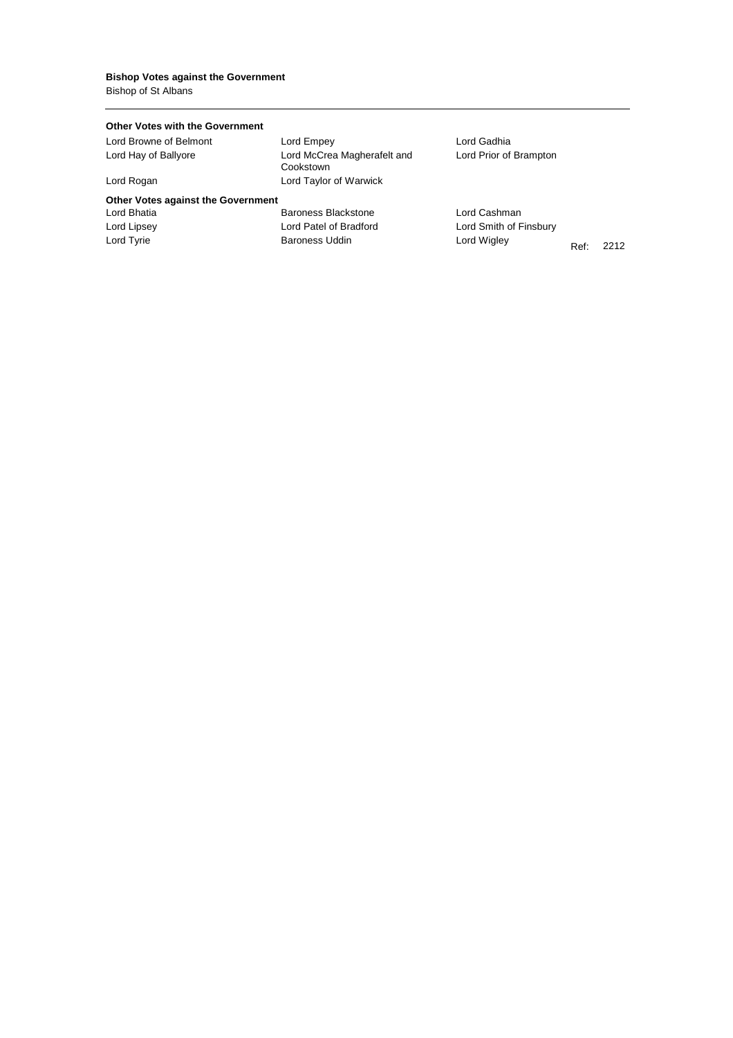**Bishop Votes against the Government**

Bishop of St Albans

---

**Other Votes with the Government**

| | | |
|---|---|---|
| Lord Browne of Belmont | Lord Empey | Lord Gadhia |
| Lord Hay of Ballyore | Lord McCrea Magherafelt and Cookstown | Lord Prior of Brampton |
| Lord Rogan | Lord Taylor of Warwick | |

**Other Votes against the Government**

| | | |
|---|---|---|
| Lord Bhatia | Baroness Blackstone | Lord Cashman |
| Lord Lipsey | Lord Patel of Bradford | Lord Smith of Finsbury |
| Lord Tyrie | Baroness Uddin | Lord Wigley |

Ref: 2212